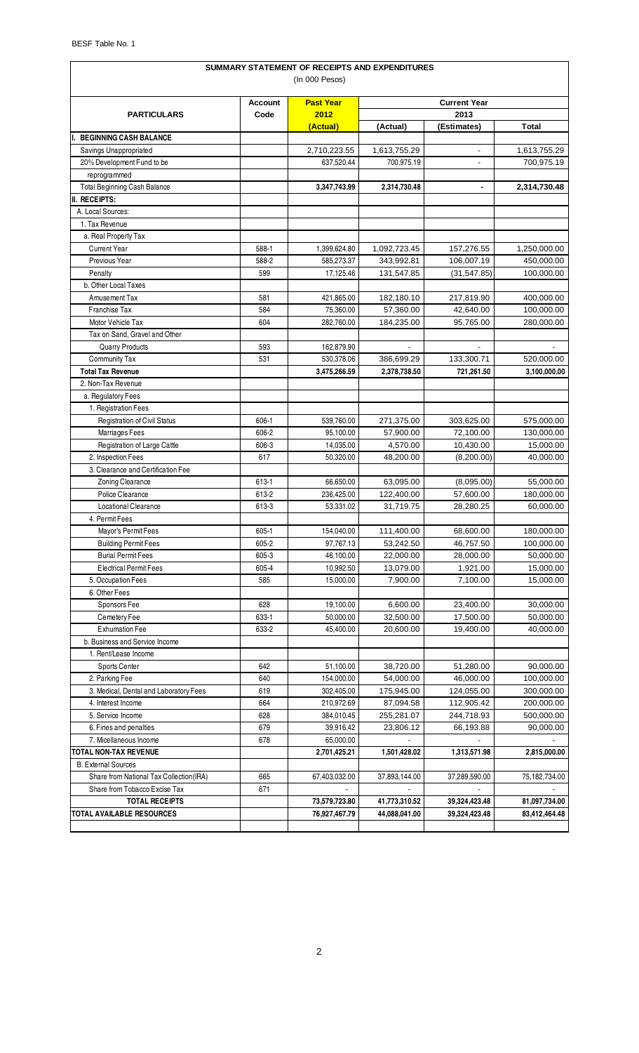BESF Table No. 1

## SUMMARY STATEMENT OF RECEIPTS AND EXPENDITURES

(In 000 Pesos)

| PARTICULARS | Account Code | Past Year 2012 (Actual) | Current Year 2013 (Actual) | (Estimates) | Total |
|---|---|---|---|---|---|
| **I. BEGINNING CASH BALANCE** | | | | | |
| Savings Unappropriated | | 2,710,223.55 | 1,613,755.29 | - | 1,613,755.29 |
| 20% Development Fund to be reprogrammed | | 637,520.44 | 700,975.19 | - | 700,975.19 |
| Total Beginning Cash Balance | | **3,347,743.99** | **2,314,730.48** | **-** | **2,314,730.48** |
| **II. RECEIPTS:** | | | | | |
| A. Local Sources: | | | | | |
| 1. Tax Revenue | | | | | |
| a. Real Property Tax | | | | | |
| Current Year | 588-1 | 1,399,624.80 | 1,092,723.45 | 157,276.55 | 1,250,000.00 |
| Previous Year | 588-2 | 585,273.37 | 343,992.81 | 106,007.19 | 450,000.00 |
| Penalty | 599 | 17,125.46 | 131,547.85 | (31,547.85) | 100,000.00 |
| b. Other Local Taxes | | | | | |
| Amusement Tax | 581 | 421,865.00 | 182,180.10 | 217,819.90 | 400,000.00 |
| Franchise Tax | 584 | 75,360.00 | 57,360.00 | 42,640.00 | 100,000.00 |
| Motor Vehicle Tax | 604 | 282,760.00 | 184,235.00 | 95,765.00 | 280,000.00 |
| Tax on Sand, Gravel and Other Quarry Products | 593 | 162,879.90 | - | - | - |
| Community Tax | 531 | 530,378.06 | 386,699.29 | 133,300.71 | 520,000.00 |
| **Total Tax Revenue** | | **3,475,266.59** | **2,378,738.50** | **721,261.50** | **3,100,000.00** |
| 2. Non-Tax Revenue | | | | | |
| a. Regulatory Fees | | | | | |
| 1. Registration Fees | | | | | |
| Registration of Civil Status | 606-1 | 539,760.00 | 271,375.00 | 303,625.00 | 575,000.00 |
| Marriages Fees | 606-2 | 95,100.00 | 57,900.00 | 72,100.00 | 130,000.00 |
| Registration of Large Cattle | 606-3 | 14,035.00 | 4,570.00 | 10,430.00 | 15,000.00 |
| 2. Inspection Fees | 617 | 50,320.00 | 48,200.00 | (8,200.00) | 40,000.00 |
| 3. Clearance and Certification Fee | | | | | |
| Zoning Clearance | 613-1 | 66,650.00 | 63,095.00 | (8,095.00) | 55,000.00 |
| Police Clearance | 613-2 | 236,425.00 | 122,400.00 | 57,600.00 | 180,000.00 |
| Locational Clearance | 613-3 | 53,331.02 | 31,719.75 | 28,280.25 | 60,000.00 |
| 4. Permit Fees | | | | | |
| Mayor's Permit Fees | 605-1 | 154,040.00 | 111,400.00 | 68,600.00 | 180,000.00 |
| Building Permit Fees | 605-2 | 97,767.13 | 53,242.50 | 46,757.50 | 100,000.00 |
| Burial Permit Fees | 605-3 | 46,100.00 | 22,000.00 | 28,000.00 | 50,000.00 |
| Electrical Permit Fees | 605-4 | 10,992.50 | 13,079.00 | 1,921.00 | 15,000.00 |
| 5. Occupation Fees | 585 | 15,000.00 | 7,900.00 | 7,100.00 | 15,000.00 |
| 6. Other Fees | | | | | |
| Sponsors Fee | 628 | 19,100.00 | 6,600.00 | 23,400.00 | 30,000.00 |
| Cemetery Fee | 633-1 | 50,000.00 | 32,500.00 | 17,500.00 | 50,000.00 |
| Exhumation Fee | 633-2 | 45,400.00 | 20,600.00 | 19,400.00 | 40,000.00 |
| b. Business and Service Income | | | | | |
| 1. Rent/Lease Income | | | | | |
| Sports Center | 642 | 51,100.00 | 38,720.00 | 51,280.00 | 90,000.00 |
| 2. Parking Fee | 640 | 154,000.00 | 54,000.00 | 46,000.00 | 100,000.00 |
| 3. Medical, Dental and Laboratory Fees | 619 | 302,405.00 | 175,945.00 | 124,055.00 | 300,000.00 |
| 4. Interest Income | 664 | 210,972.69 | 87,094.58 | 112,905.42 | 200,000.00 |
| 5. Service Income | 628 | 384,010.45 | 255,281.07 | 244,718.93 | 500,000.00 |
| 6. Fines and penalties | 679 | 39,916.42 | 23,806.12 | 66,193.88 | 90,000.00 |
| 7. Micellaneous Income | 678 | 65,000.00 | - | - | - |
| **TOTAL NON-TAX REVENUE** | | **2,701,425.21** | **1,501,428.02** | **1,313,571.98** | **2,815,000.00** |
| B. External Sources | | | | | |
| Share from National Tax Collection(IRA) | 665 | 67,403,032.00 | 37,893,144.00 | 37,289,590.00 | 75,182,734.00 |
| Share from Tobacco Excise Tax | 671 | - | - | - | - |
| **TOTAL RECEIPTS** | | **73,579,723.80** | **41,773,310.52** | **39,324,423.48** | **81,097,734.00** |
| **TOTAL AVAILABLE RESOURCES** | | **76,927,467.79** | **44,088,041.00** | **39,324,423.48** | **83,412,464.48** |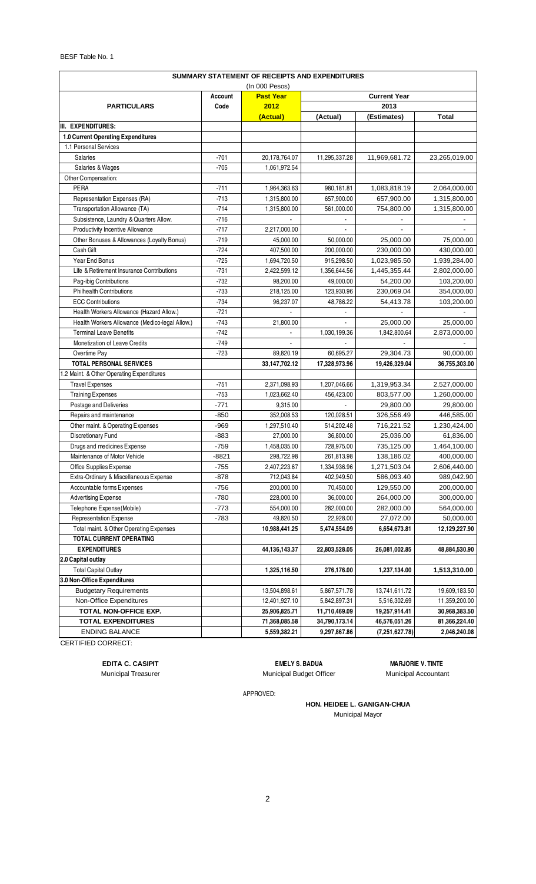BESF Table No. 1

| SUMMARY STATEMENT OF RECEIPTS AND EXPENDITURES (In 000 Pesos) | | | | | |
|---|---|---|---|---|---|
| **PARTICULARS** | **Account Code** | **Past Year 2012 (Actual)** | **Current Year 2013** | | |
| | | | **(Actual)** | **(Estimates)** | **Total** |
| **III. EXPENDITURES:** | | | | | |
| **1.0 Current Operating Expenditures** | | | | | |
| 1.1 Personal Services | | | | | |
| Salaries | -701 | 20,178,764.07 | 11,295,337.28 | 11,969,681.72 | 23,265,019.00 |
| Salaries & Wages | -705 | 1,061,972.54 | | | |
| Other Compensation: | | | | | |
| PERA | -711 | 1,964,363.63 | 980,181.81 | 1,083,818.19 | 2,064,000.00 |
| Representation Expenses (RA) | -713 | 1,315,800.00 | 657,900.00 | 657,900.00 | 1,315,800.00 |
| Transportation Allowance (TA) | -714 | 1,315,800.00 | 561,000.00 | 754,800.00 | 1,315,800.00 |
| Subsistence, Laundry & Quarters Allow. | -716 | - | - | - | - |
| Productivity Incentive Allowance | -717 | 2,217,000.00 | - | - | - |
| Other Bonuses & Allowances (Loyalty Bonus) | -719 | 45,000.00 | 50,000.00 | 25,000.00 | 75,000.00 |
| Cash Gift | -724 | 407,500.00 | 200,000.00 | 230,000.00 | 430,000.00 |
| Year End Bonus | -725 | 1,694,720.50 | 915,298.50 | 1,023,985.50 | 1,939,284.00 |
| Life & Retirement Insurance Contributions | -731 | 2,422,599.12 | 1,356,644.56 | 1,445,355.44 | 2,802,000.00 |
| Pag-ibig Contributions | -732 | 98,200.00 | 49,000.00 | 54,200.00 | 103,200.00 |
| Philhealth Contributions | -733 | 218,125.00 | 123,930.96 | 230,069.04 | 354,000.00 |
| ECC Contributions | -734 | 96,237.07 | 48,786.22 | 54,413.78 | 103,200.00 |
| Health Workers Allowance (Hazard Allow.) | -721 | - | - | - | - |
| Health Workers Allowance (Medico-legal Allow.) | -743 | 21,800.00 | - | 25,000.00 | 25,000.00 |
| Terminal Leave Benefits | -742 | - | 1,030,199.36 | 1,842,800.64 | 2,873,000.00 |
| Monetization of Leave Credits | -749 | - | - | - | - |
| Overtime Pay | -723 | 89,820.19 | 60,695.27 | 29,304.73 | 90,000.00 |
| **TOTAL PERSONAL SERVICES** | | **33,147,702.12** | **17,328,973.96** | **19,426,329.04** | **36,755,303.00** |
| 1.2 Maint. & Other Operating Expenditures | | | | | |
| Travel Expenses | -751 | 2,371,098.93 | 1,207,046.66 | 1,319,953.34 | 2,527,000.00 |
| Training Expenses | -753 | 1,023,662.40 | 456,423.00 | 803,577.00 | 1,260,000.00 |
| Postage and Deliveries | -771 | 9,315.00 | - | 29,800.00 | 29,800.00 |
| Repairs and maintenance | -850 | 352,008.53 | 120,028.51 | 326,556.49 | 446,585.00 |
| Other maint. & Operating Expenses | -969 | 1,297,510.40 | 514,202.48 | 716,221.52 | 1,230,424.00 |
| Discretionary Fund | -883 | 27,000.00 | 36,800.00 | 25,036.00 | 61,836.00 |
| Drugs and medicines Expense | -759 | 1,458,035.00 | 728,975.00 | 735,125.00 | 1,464,100.00 |
| Maintenance of Motor Vehicle | -8821 | 298,722.98 | 261,813.98 | 138,186.02 | 400,000.00 |
| Office Supplies Expense | -755 | 2,407,223.67 | 1,334,936.96 | 1,271,503.04 | 2,606,440.00 |
| Extra-Ordinary & Miscellaneous Expense | -878 | 712,043.84 | 402,949.50 | 586,093.40 | 989,042.90 |
| Accountable forms Expenses | -756 | 200,000.00 | 70,450.00 | 129,550.00 | 200,000.00 |
| Advertising Expense | -780 | 228,000.00 | 36,000.00 | 264,000.00 | 300,000.00 |
| Telephone Expense(Mobile) | -773 | 554,000.00 | 282,000.00 | 282,000.00 | 564,000.00 |
| Representation Expense | -783 | 49,820.50 | 22,928.00 | 27,072.00 | 50,000.00 |
| Total maint. & Other Operating Expenses | | **10,988,441.25** | **5,474,554.09** | **6,654,673.81** | **12,129,227.90** |
| **TOTAL CURRENT OPERATING EXPENDITURES** | | **44,136,143.37** | **22,803,528.05** | **26,081,002.85** | **48,884,530.90** |
| **2.0 Capital outlay** | | | | | |
| Total Capital Outlay | | **1,325,116.50** | **276,176.00** | **1,237,134.00** | **1,513,310.00** |
| **3.0 Non-Office Expenditures** | | | | | |
| Budgetary Requirements | | 13,504,898.61 | 5,867,571.78 | 13,741,611.72 | 19,609,183.50 |
| Non-Office Expenditures | | 12,401,927.10 | 5,842,897.31 | 5,516,302.69 | 11,359,200.00 |
| **TOTAL NON-OFFICE EXP.** | | **25,906,825.71** | **11,710,469.09** | **19,257,914.41** | **30,968,383.50** |
| **TOTAL EXPENDITURES** | | **71,368,085.58** | **34,790,173.14** | **46,576,051.26** | **81,366,224.40** |
| ENDING BALANCE | | **5,559,382.21** | **9,297,867.86** | **(7,251,627.78)** | **2,046,240.08** |

CERTIFIED CORRECT:

**EDITA C. CASIPIT**
Municipal Treasurer

**EMELY S. BADUA**
Municipal Budget Officer

**MARJORIE V. TINTE**
Municipal Accountant

APPROVED:

**HON. HEIDEE L. GANIGAN-CHUA**
Municipal Mayor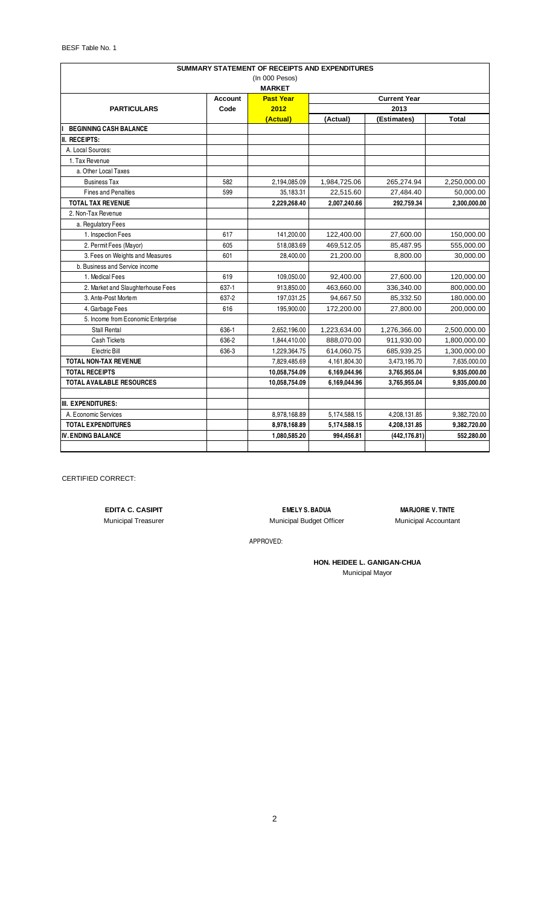BESF Table No. 1

| SUMMARY STATEMENT OF RECEIPTS AND EXPENDITURES (In 000 Pesos) MARKET | | | | | |
|---|---|---|---|---|---|
| **PARTICULARS** | **Account Code** | **Past Year 2012 (Actual)** | **Current Year 2013** | | |
| | | | **(Actual)** | **(Estimates)** | **Total** |
| **I BEGINNING CASH BALANCE** | | | | | |
| **II. RECEIPTS:** | | | | | |
| A. Local Sources: | | | | | |
| 1. Tax Revenue | | | | | |
| a. Other Local Taxes | | | | | |
| Business Tax | 582 | 2,194,085.09 | 1,984,725.06 | 265,274.94 | 2,250,000.00 |
| Fines and Penalties | 599 | 35,183.31 | 22,515.60 | 27,484.40 | 50,000.00 |
| **TOTAL TAX REVENUE** | | **2,229,268.40** | **2,007,240.66** | **292,759.34** | **2,300,000.00** |
| 2. Non-Tax Revenue | | | | | |
| a. Regulatory Fees | | | | | |
| 1. Inspection Fees | 617 | 141,200.00 | 122,400.00 | 27,600.00 | 150,000.00 |
| 2. Permit Fees (Mayor) | 605 | 518,083.69 | 469,512.05 | 85,487.95 | 555,000.00 |
| 3. Fees on Weights and Measures | 601 | 28,400.00 | 21,200.00 | 8,800.00 | 30,000.00 |
| b. Business and Service income | | | | | |
| 1. Medical Fees | 619 | 109,050.00 | 92,400.00 | 27,600.00 | 120,000.00 |
| 2. Market and Slaughterhouse Fees | 637-1 | 913,850.00 | 463,660.00 | 336,340.00 | 800,000.00 |
| 3. Ante-Post Mortem | 637-2 | 197,031.25 | 94,667.50 | 85,332.50 | 180,000.00 |
| 4. Garbage Fees | 616 | 195,900.00 | 172,200.00 | 27,800.00 | 200,000.00 |
| 5. Income from Economic Enterprise | | | | | |
| Stall Rental | 636-1 | 2,652,196.00 | 1,223,634.00 | 1,276,366.00 | 2,500,000.00 |
| Cash Tickets | 636-2 | 1,844,410.00 | 888,070.00 | 911,930.00 | 1,800,000.00 |
| Electric Bill | 636-3 | 1,229,364.75 | 614,060.75 | 685,939.25 | 1,300,000.00 |
| **TOTAL NON-TAX REVENUE** | | 7,829,485.69 | 4,161,804.30 | 3,473,195.70 | 7,635,000.00 |
| **TOTAL RECEIPTS** | | **10,058,754.09** | **6,169,044.96** | **3,765,955.04** | **9,935,000.00** |
| **TOTAL AVAILABLE RESOURCES** | | **10,058,754.09** | **6,169,044.96** | **3,765,955.04** | **9,935,000.00** |
| | | | | | |
| **III. EXPENDITURES:** | | | | | |
| A. Economic Services | | 8,978,168.89 | 5,174,588.15 | 4,208,131.85 | 9,382,720.00 |
| **TOTAL EXPENDITURES** | | **8,978,168.89** | **5,174,588.15** | **4,208,131.85** | **9,382,720.00** |
| **IV. ENDING BALANCE** | | **1,080,585.20** | **994,456.81** | **(442,176.81)** | **552,280.00** |

CERTIFIED CORRECT:

**EDITA C. CASIPIT**
Municipal Treasurer

**EMELY S. BADUA**
Municipal Budget Officer

**MARJORIE V. TINTE**
Municipal Accountant

APPROVED:

**HON. HEIDEE L. GANIGAN-CHUA**
Municipal Mayor